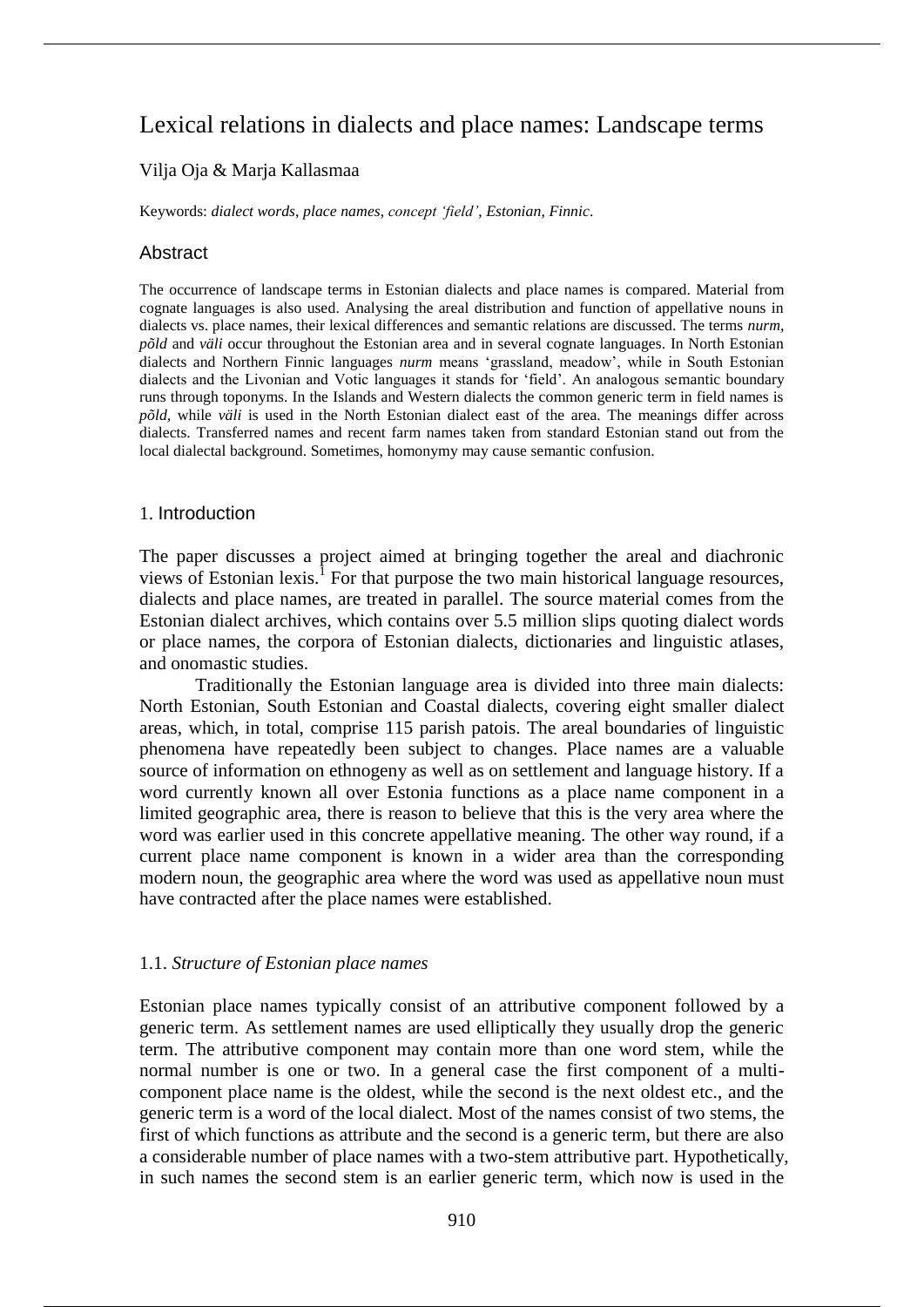# Lexical relations in dialects and place names: Landscape terms

Vilja Oja & Marja Kallasmaa

Keywords: *dialect words, place names, concept 'field', Estonian, Finnic*.

## Abstract

The occurrence of landscape terms in Estonian dialects and place names is compared. Material from cognate languages is also used. Analysing the areal distribution and function of appellative nouns in dialects vs. place names, their lexical differences and semantic relations are discussed. The terms *nurm*, *põld* and *väli* occur throughout the Estonian area and in several cognate languages. In North Estonian dialects and Northern Finnic languages *nurm* means 'grassland, meadow', while in South Estonian dialects and the Livonian and Votic languages it stands for 'field'. An analogous semantic boundary runs through toponyms. In the Islands and Western dialects the common generic term in field names is *põld,* while *väli* is used in the North Estonian dialect east of the area. The meanings differ across dialects. Transferred names and recent farm names taken from standard Estonian stand out from the local dialectal background. Sometimes, homonymy may cause semantic confusion.

## 1. Introduction

The paper discusses a project aimed at bringing together the areal and diachronic views of Estonian lexis.[1] For that purpose the two main historical language resources, dialects and place names, are treated in parallel. The source material comes from the Estonian dialect archives, which contains over 5.5 million slips quoting dialect words or place names, the corpora of Estonian dialects, dictionaries and linguistic atlases, and onomastic studies.

Traditionally the Estonian language area is divided into three main dialects: North Estonian, South Estonian and Coastal dialects, covering eight smaller dialect areas, which, in total, comprise 115 parish patois. The areal boundaries of linguistic phenomena have repeatedly been subject to changes. Place names are a valuable source of information on ethnogeny as well as on settlement and language history. If a word currently known all over Estonia functions as a place name component in a limited geographic area, there is reason to believe that this is the very area where the word was earlier used in this concrete appellative meaning. The other way round, if a current place name component is known in a wider area than the corresponding modern noun, the geographic area where the word was used as appellative noun must have contracted after the place names were established.

### 1.1. *Structure of Estonian place names*

Estonian place names typically consist of an attributive component followed by a generic term. As settlement names are used elliptically they usually drop the generic term. The attributive component may contain more than one word stem, while the normal number is one or two. In a general case the first component of a multi-component place name is the oldest, while the second is the next oldest etc., and the generic term is a word of the local dialect. Most of the names consist of two stems, the first of which functions as attribute and the second is a generic term, but there are also a considerable number of place names with a two-stem attributive part. Hypothetically, in such names the second stem is an earlier generic term, which now is used in the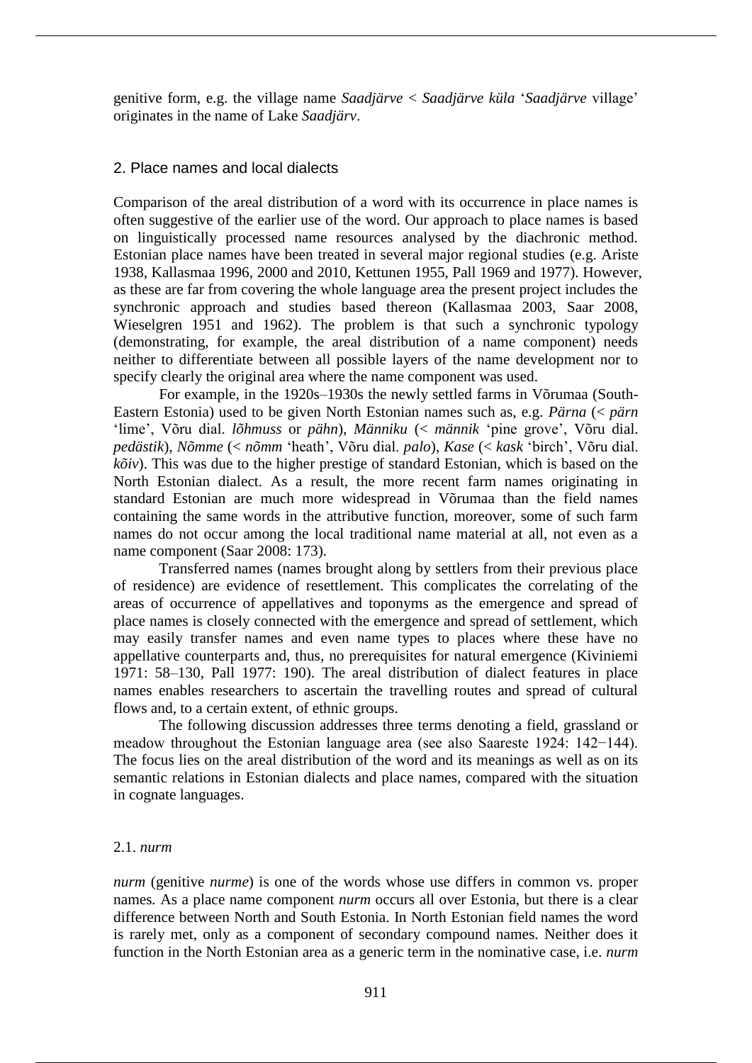genitive form, e.g. the village name *Saadjärve* < *Saadjärve küla* '*Saadjärve* village' originates in the name of Lake *Saadjärv*.

## 2. Place names and local dialects

Comparison of the areal distribution of a word with its occurrence in place names is often suggestive of the earlier use of the word. Our approach to place names is based on linguistically processed name resources analysed by the diachronic method. Estonian place names have been treated in several major regional studies (e.g. Ariste 1938, Kallasmaa 1996, 2000 and 2010, Kettunen 1955, Pall 1969 and 1977). However, as these are far from covering the whole language area the present project includes the synchronic approach and studies based thereon (Kallasmaa 2003, Saar 2008, Wieselgren 1951 and 1962). The problem is that such a synchronic typology (demonstrating, for example, the areal distribution of a name component) needs neither to differentiate between all possible layers of the name development nor to specify clearly the original area where the name component was used.

For example, in the 1920s–1930s the newly settled farms in Võrumaa (South-Eastern Estonia) used to be given North Estonian names such as, e.g. *Pärna* (< *pärn* 'lime', Võru dial. *lõhmuss* or *pähn*), *Männiku* (< *männik* 'pine grove', Võru dial. *pedästik*), *Nõmme* (< *nõmm* 'heath', Võru dial. *palo*), *Kase* (< *kask* 'birch', Võru dial. *kõiv*). This was due to the higher prestige of standard Estonian, which is based on the North Estonian dialect. As a result, the more recent farm names originating in standard Estonian are much more widespread in Võrumaa than the field names containing the same words in the attributive function, moreover, some of such farm names do not occur among the local traditional name material at all, not even as a name component (Saar 2008: 173).

Transferred names (names brought along by settlers from their previous place of residence) are evidence of resettlement. This complicates the correlating of the areas of occurrence of appellatives and toponyms as the emergence and spread of place names is closely connected with the emergence and spread of settlement, which may easily transfer names and even name types to places where these have no appellative counterparts and, thus, no prerequisites for natural emergence (Kiviniemi 1971: 58–130, Pall 1977: 190). The areal distribution of dialect features in place names enables researchers to ascertain the travelling routes and spread of cultural flows and, to a certain extent, of ethnic groups.

The following discussion addresses three terms denoting a field, grassland or meadow throughout the Estonian language area (see also Saareste 1924: 142−144). The focus lies on the areal distribution of the word and its meanings as well as on its semantic relations in Estonian dialects and place names, compared with the situation in cognate languages.

### 2.1. *nurm*

*nurm* (genitive *nurme*) is one of the words whose use differs in common vs. proper names. As a place name component *nurm* occurs all over Estonia, but there is a clear difference between North and South Estonia. In North Estonian field names the word is rarely met, only as a component of secondary compound names. Neither does it function in the North Estonian area as a generic term in the nominative case, i.e. *nurm*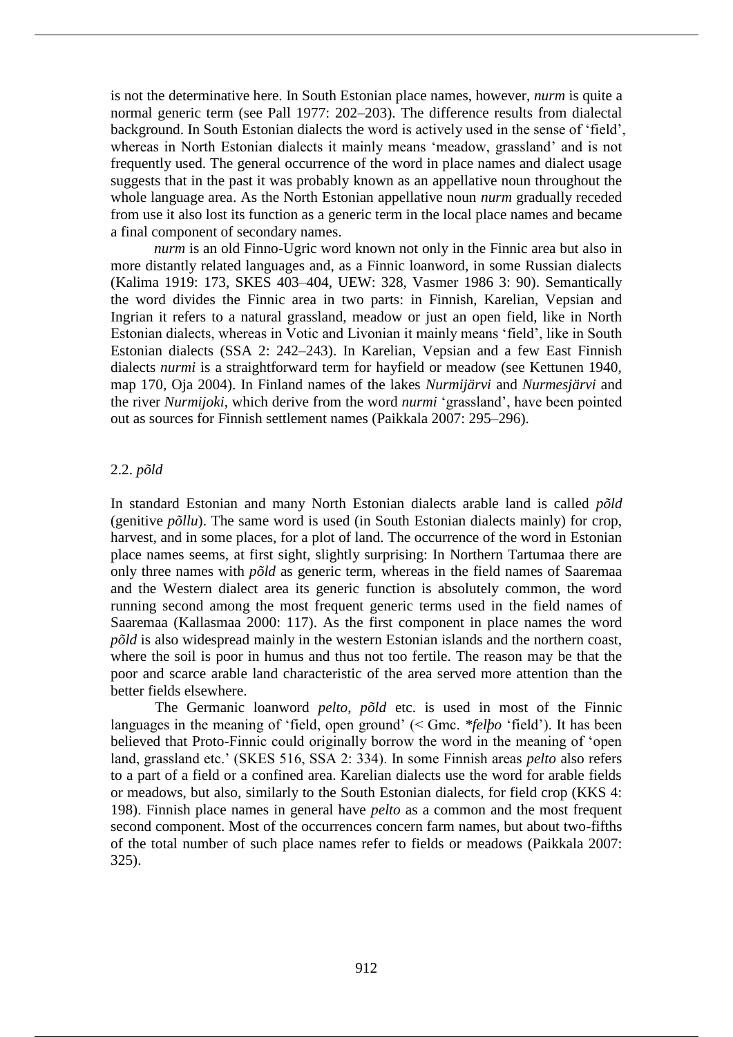is not the determinative here. In South Estonian place names, however, *nurm* is quite a normal generic term (see Pall 1977: 202–203). The difference results from dialectal background. In South Estonian dialects the word is actively used in the sense of 'field', whereas in North Estonian dialects it mainly means 'meadow, grassland' and is not frequently used. The general occurrence of the word in place names and dialect usage suggests that in the past it was probably known as an appellative noun throughout the whole language area. As the North Estonian appellative noun *nurm* gradually receded from use it also lost its function as a generic term in the local place names and became a final component of secondary names.

*nurm* is an old Finno-Ugric word known not only in the Finnic area but also in more distantly related languages and, as a Finnic loanword, in some Russian dialects (Kalima 1919: 173, SKES 403–404, UEW: 328, Vasmer 1986 3: 90). Semantically the word divides the Finnic area in two parts: in Finnish, Karelian, Vepsian and Ingrian it refers to a natural grassland, meadow or just an open field, like in North Estonian dialects, whereas in Votic and Livonian it mainly means 'field', like in South Estonian dialects (SSA 2: 242–243). In Karelian, Vepsian and a few East Finnish dialects *nurmi* is a straightforward term for hayfield or meadow (see Kettunen 1940, map 170, Oja 2004). In Finland names of the lakes *Nurmijärvi* and *Nurmesjärvi* and the river *Nurmijoki*, which derive from the word *nurmi* 'grassland', have been pointed out as sources for Finnish settlement names (Paikkala 2007: 295–296).

## 2.2. *põld*

In standard Estonian and many North Estonian dialects arable land is called *põld* (genitive *põllu*). The same word is used (in South Estonian dialects mainly) for crop, harvest, and in some places, for a plot of land. The occurrence of the word in Estonian place names seems, at first sight, slightly surprising: In Northern Tartumaa there are only three names with *põld* as generic term, whereas in the field names of Saaremaa and the Western dialect area its generic function is absolutely common, the word running second among the most frequent generic terms used in the field names of Saaremaa (Kallasmaa 2000: 117). As the first component in place names the word *põld* is also widespread mainly in the western Estonian islands and the northern coast, where the soil is poor in humus and thus not too fertile. The reason may be that the poor and scarce arable land characteristic of the area served more attention than the better fields elsewhere.

The Germanic loanword *pelto*, *põld* etc. is used in most of the Finnic languages in the meaning of 'field, open ground' (< Gmc. *\*felþo* 'field'). It has been believed that Proto-Finnic could originally borrow the word in the meaning of 'open land, grassland etc.' (SKES 516, SSA 2: 334). In some Finnish areas *pelto* also refers to a part of a field or a confined area. Karelian dialects use the word for arable fields or meadows, but also, similarly to the South Estonian dialects, for field crop (KKS 4: 198). Finnish place names in general have *pelto* as a common and the most frequent second component. Most of the occurrences concern farm names, but about two-fifths of the total number of such place names refer to fields or meadows (Paikkala 2007: 325).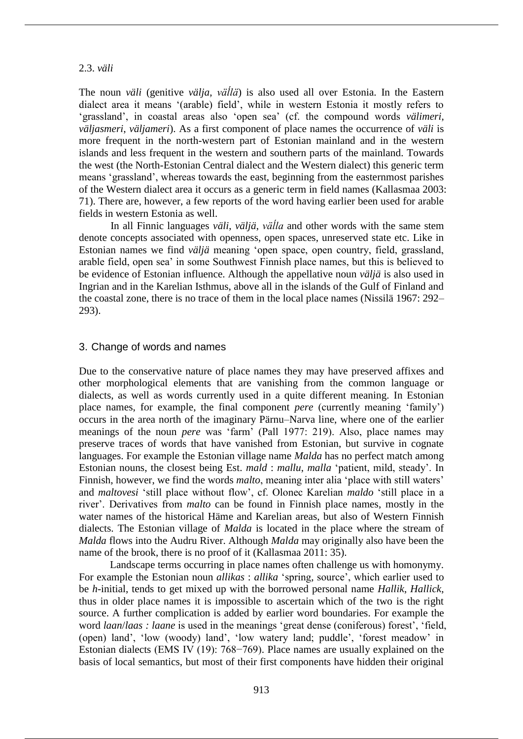### 2.3. *väli*

The noun *väli* (genitive *välja*, *väĺlä*) is also used all over Estonia. In the Eastern dialect area it means '(arable) field', while in western Estonia it mostly refers to 'grassland', in coastal areas also 'open sea' (cf. the compound words *välimeri*, *väljasmeri*, *väljameri*). As a first component of place names the occurrence of *väli* is more frequent in the north-western part of Estonian mainland and in the western islands and less frequent in the western and southern parts of the mainland. Towards the west (the North-Estonian Central dialect and the Western dialect) this generic term means 'grassland', whereas towards the east, beginning from the easternmost parishes of the Western dialect area it occurs as a generic term in field names (Kallasmaa 2003: 71). There are, however, a few reports of the word having earlier been used for arable fields in western Estonia as well.

In all Finnic languages *väli*, *väljä*, *väĺla* and other words with the same stem denote concepts associated with openness, open spaces, unreserved state etc. Like in Estonian names we find *väljä* meaning 'open space, open country, field, grassland, arable field, open sea' in some Southwest Finnish place names, but this is believed to be evidence of Estonian influence. Although the appellative noun *väljä* is also used in Ingrian and in the Karelian Isthmus, above all in the islands of the Gulf of Finland and the coastal zone, there is no trace of them in the local place names (Nissilä 1967: 292–293).

## 3. Change of words and names

Due to the conservative nature of place names they may have preserved affixes and other morphological elements that are vanishing from the common language or dialects, as well as words currently used in a quite different meaning. In Estonian place names, for example, the final component *pere* (currently meaning 'family') occurs in the area north of the imaginary Pärnu–Narva line, where one of the earlier meanings of the noun *pere* was 'farm' (Pall 1977: 219). Also, place names may preserve traces of words that have vanished from Estonian, but survive in cognate languages. For example the Estonian village name *Malda* has no perfect match among Estonian nouns, the closest being Est. *mald* : *mallu*, *malla* 'patient, mild, steady'. In Finnish, however, we find the words *malto*, meaning inter alia 'place with still waters' and *maltovesi* 'still place without flow', cf. Olonec Karelian *maldo* 'still place in a river'. Derivatives from *malto* can be found in Finnish place names, mostly in the water names of the historical Häme and Karelian areas, but also of Western Finnish dialects. The Estonian village of *Malda* is located in the place where the stream of *Malda* flows into the Audru River. Although *Malda* may originally also have been the name of the brook, there is no proof of it (Kallasmaa 2011: 35).

Landscape terms occurring in place names often challenge us with homonymy. For example the Estonian noun *allikas* : *allika* 'spring, source', which earlier used to be *h*-initial, tends to get mixed up with the borrowed personal name *Hallik*, *Hallick*, thus in older place names it is impossible to ascertain which of the two is the right source. A further complication is added by earlier word boundaries. For example the word *laan*/*laas : laane* is used in the meanings 'great dense (coniferous) forest', 'field, (open) land', 'low (woody) land', 'low watery land; puddle', 'forest meadow' in Estonian dialects (EMS IV (19): 768−769). Place names are usually explained on the basis of local semantics, but most of their first components have hidden their original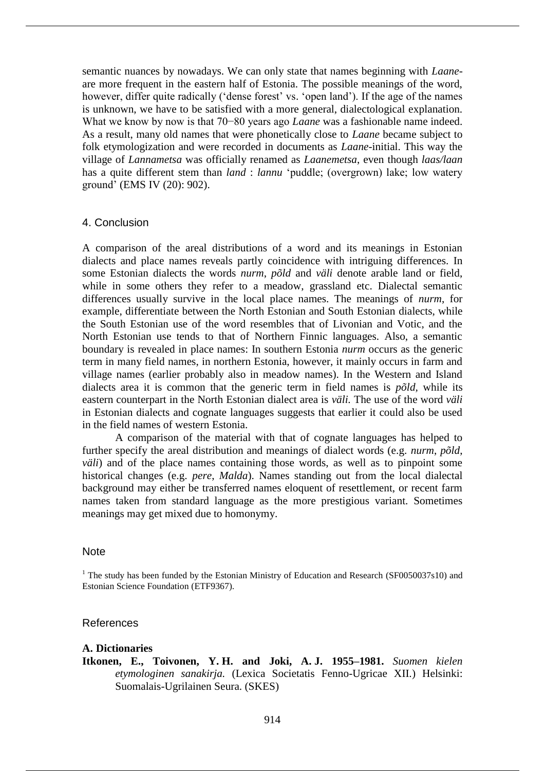semantic nuances by nowadays. We can only state that names beginning with *Laane-* are more frequent in the eastern half of Estonia. The possible meanings of the word, however, differ quite radically ('dense forest' vs. 'open land'). If the age of the names is unknown, we have to be satisfied with a more general, dialectological explanation. What we know by now is that 70−80 years ago *Laane* was a fashionable name indeed. As a result, many old names that were phonetically close to *Laane* became subject to folk etymologization and were recorded in documents as *Laane*-initial. This way the village of *Lannametsa* was officially renamed as *Laanemetsa*, even though *laas/laan* has a quite different stem than *land* : *lannu* 'puddle; (overgrown) lake; low watery ground' (EMS IV (20): 902).

## 4. Conclusion

A comparison of the areal distributions of a word and its meanings in Estonian dialects and place names reveals partly coincidence with intriguing differences. In some Estonian dialects the words *nurm*, *põld* and *väli* denote arable land or field, while in some others they refer to a meadow, grassland etc. Dialectal semantic differences usually survive in the local place names. The meanings of *nurm*, for example, differentiate between the North Estonian and South Estonian dialects, while the South Estonian use of the word resembles that of Livonian and Votic, and the North Estonian use tends to that of Northern Finnic languages. Also, a semantic boundary is revealed in place names: In southern Estonia *nurm* occurs as the generic term in many field names, in northern Estonia, however, it mainly occurs in farm and village names (earlier probably also in meadow names). In the Western and Island dialects area it is common that the generic term in field names is *põld*, while its eastern counterpart in the North Estonian dialect area is *väli*. The use of the word *väli* in Estonian dialects and cognate languages suggests that earlier it could also be used in the field names of western Estonia.

A comparison of the material with that of cognate languages has helped to further specify the areal distribution and meanings of dialect words (e.g. *nurm*, *põld*, *väli*) and of the place names containing those words, as well as to pinpoint some historical changes (e.g. *pere*, *Malda*). Names standing out from the local dialectal background may either be transferred names eloquent of resettlement, or recent farm names taken from standard language as the more prestigious variant. Sometimes meanings may get mixed due to homonymy.

## Note

[1] The study has been funded by the Estonian Ministry of Education and Research (SF0050037s10) and Estonian Science Foundation (ETF9367).

## References

### A. Dictionaries

**Itkonen, E., Toivonen, Y. H. and Joki, A. J. 1955–1981.** *Suomen kielen etymologinen sanakirja.* (Lexica Societatis Fenno-Ugricae XII.) Helsinki: Suomalais-Ugrilainen Seura. (SKES)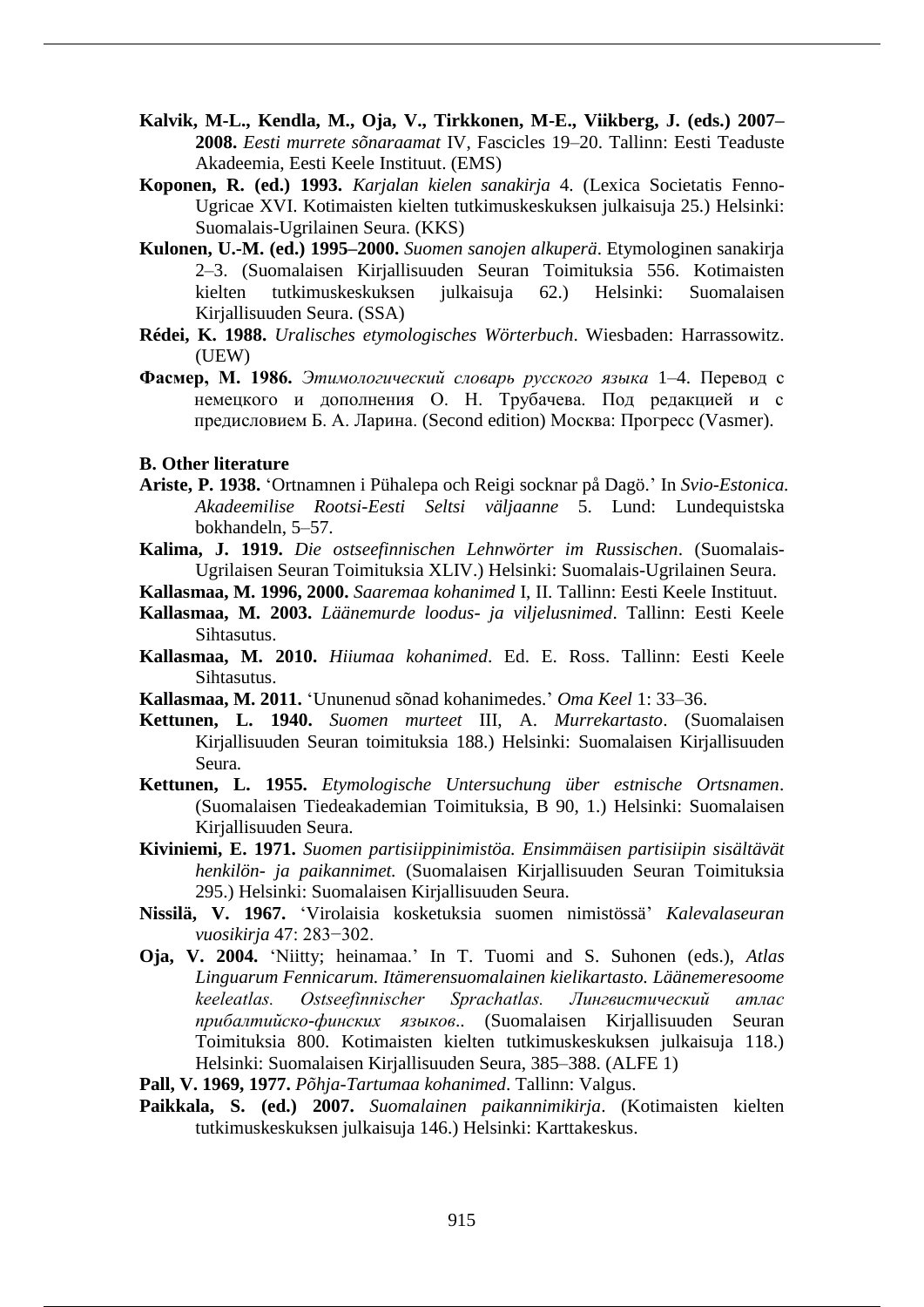**Kalvik, M-L., Kendla, M., Oja, V., Tirkkonen, M-E., Viikberg, J. (eds.) 2007–2008.** *Eesti murrete sõnaraamat* IV, Fascicles 19–20. Tallinn: Eesti Teaduste Akadeemia, Eesti Keele Instituut. (EMS)

**Koponen, R. (ed.) 1993.** *Karjalan kielen sanakirja* 4. (Lexica Societatis Fenno-Ugricae XVI. Kotimaisten kielten tutkimuskeskuksen julkaisuja 25.) Helsinki: Suomalais-Ugrilainen Seura. (KKS)

**Kulonen, U.-M. (ed.) 1995–2000.** *Suomen sanojen alkuperä*. Etymologinen sanakirja 2–3. (Suomalaisen Kirjallisuuden Seuran Toimituksia 556. Kotimaisten kielten tutkimuskeskuksen julkaisuja 62.) Helsinki: Suomalaisen Kirjallisuuden Seura. (SSA)

**Rédei, K. 1988.** *Uralisches etymologisches Wörterbuch*. Wiesbaden: Harrassowitz. (UEW)

**Фасмер, М. 1986.** *Этимологический словарь русского языка* 1–4. Перевод с немецкого и дополнения О. Н. Трубачева. Под редакцией и с предисловием Б. А. Ларина. (Second edition) Москва: Прогресс (Vasmer).

**B. Other literature**

**Ariste, P. 1938.** 'Ortnamnen i Pühalepa och Reigi socknar på Dagö.' In *Svio-Estonica. Akadeemilise Rootsi-Eesti Seltsi väljaanne* 5. Lund: Lundequistska bokhandeln, 5–57.

**Kalima, J. 1919.** *Die ostseefinnischen Lehnwörter im Russischen*. (Suomalais-Ugrilaisen Seuran Toimituksia XLIV.) Helsinki: Suomalais-Ugrilainen Seura.

**Kallasmaa, M. 1996, 2000.** *Saaremaa kohanimed* I, II. Tallinn: Eesti Keele Instituut.

**Kallasmaa, M. 2003.** *Läänemurde loodus- ja viljelusnimed*. Tallinn: Eesti Keele Sihtasutus.

**Kallasmaa, M. 2010.** *Hiiumaa kohanimed*. Ed. E. Ross. Tallinn: Eesti Keele Sihtasutus.

**Kallasmaa, M. 2011.** 'Ununenud sõnad kohanimedes.' *Oma Keel* 1: 33–36.

**Kettunen, L. 1940.** *Suomen murteet* III, A. *Murrekartasto*. (Suomalaisen Kirjallisuuden Seuran toimituksia 188.) Helsinki: Suomalaisen Kirjallisuuden Seura.

**Kettunen, L. 1955.** *Etymologische Untersuchung über estnische Ortsnamen*. (Suomalaisen Tiedeakademian Toimituksia, B 90, 1.) Helsinki: Suomalaisen Kirjallisuuden Seura.

**Kiviniemi, E. 1971.** *Suomen partisiippinimistöa. Ensimmäisen partisiipin sisältävät henkilön- ja paikannimet.* (Suomalaisen Kirjallisuuden Seuran Toimituksia 295.) Helsinki: Suomalaisen Kirjallisuuden Seura.

**Nissilä, V. 1967.** 'Virolaisia kosketuksia suomen nimistössä' *Kalevalaseuran vuosikirja* 47: 283−302.

**Oja, V. 2004.** 'Niitty; heinamaa.' In T. Tuomi and S. Suhonen (eds.), *Atlas Linguarum Fennicarum. Itämerensuomalainen kielikartasto. Läänemeresoome keeleatlas. Ostseefinnischer Sprachatlas. Лингвистический атлас прибалтийско-финских языков*.. (Suomalaisen Kirjallisuuden Seuran Toimituksia 800. Kotimaisten kielten tutkimuskeskuksen julkaisuja 118.) Helsinki: Suomalaisen Kirjallisuuden Seura, 385–388. (ALFE 1)

**Pall, V. 1969, 1977.** *Põhja-Tartumaa kohanimed*. Tallinn: Valgus.

**Paikkala, S. (ed.) 2007.** *Suomalainen paikannimikirja*. (Kotimaisten kielten tutkimuskeskuksen julkaisuja 146.) Helsinki: Karttakeskus.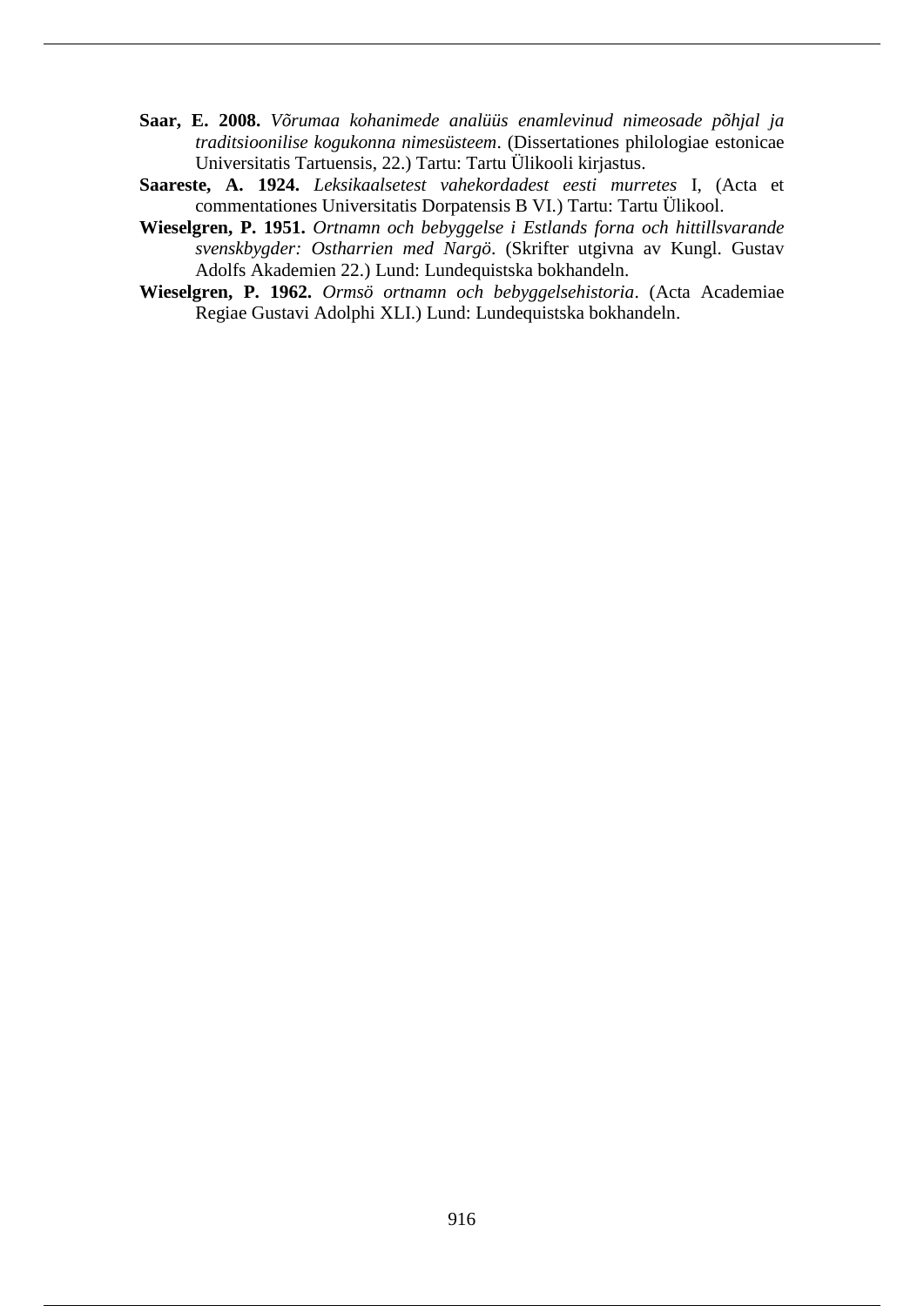**Saar, E. 2008.** *Võrumaa kohanimede analüüs enamlevinud nimeosade põhjal ja traditsioonilise kogukonna nimesüsteem*. (Dissertationes philologiae estonicae Universitatis Tartuensis, 22.) Tartu: Tartu Ülikooli kirjastus.

**Saareste, A. 1924.** *Leksikaalsetest vahekordadest eesti murretes* I, (Acta et commentationes Universitatis Dorpatensis B VI.) Tartu: Tartu Ülikool.

**Wieselgren, P. 1951.** *Ortnamn och bebyggelse i Estlands forna och hittillsvarande svenskbygder: Ostharrien med Nargö*. (Skrifter utgivna av Kungl. Gustav Adolfs Akademien 22.) Lund: Lundequistska bokhandeln.

**Wieselgren, P. 1962.** *Ormsö ortnamn och bebyggelsehistoria*. (Acta Academiae Regiae Gustavi Adolphi XLI.) Lund: Lundequistska bokhandeln.